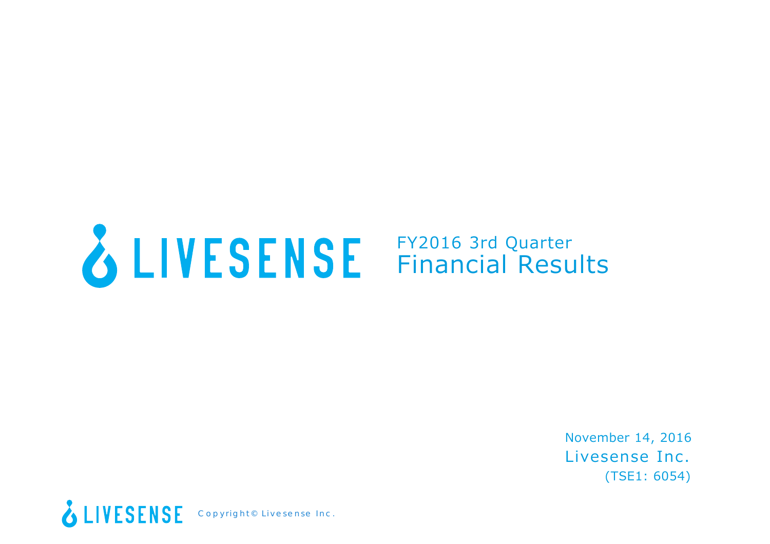# LIVESENSE FY2016 3rd Quarter Financial Results

November 14, 2016

Livesense Inc.

(TSE1: 6054)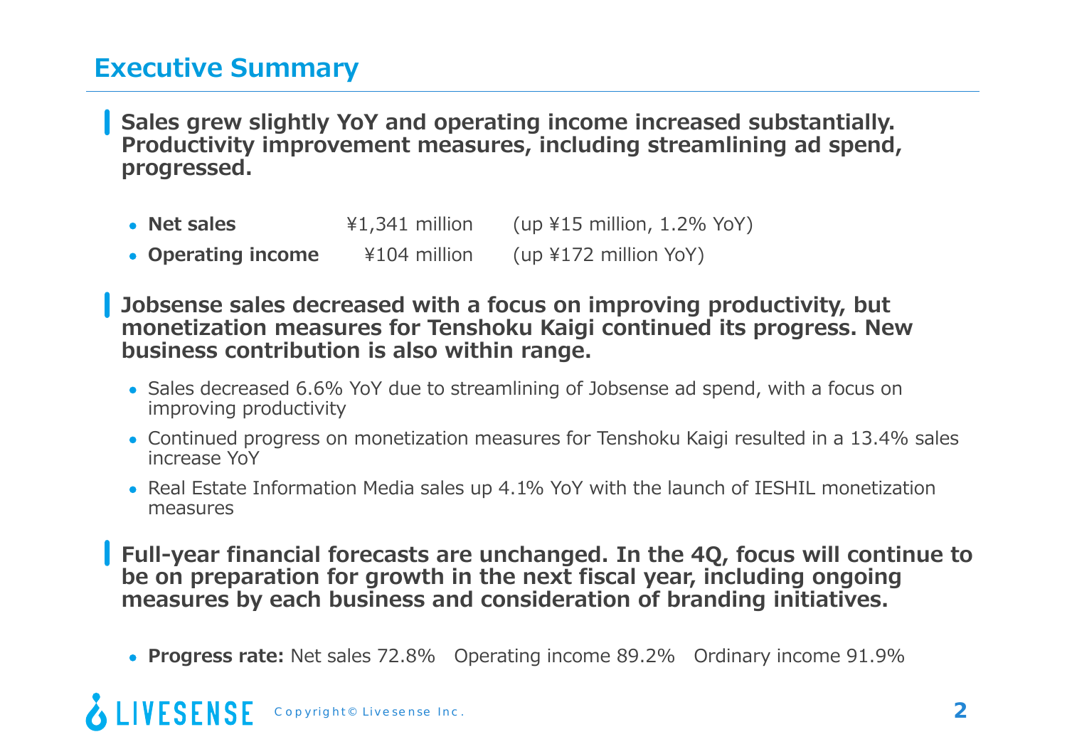# Executive Summary

**Sales grew slightly YoY and operating income increased substantially. Productivity improvement measures, including streamlining ad spend, progressed.**

- **Net sales** ¥1,341 million (up ¥15 million, 1.2% YoY)
- **Operating income** ¥104 million (up ¥172 million YoY)

**Jobsense sales decreased with a focus on improving productivity, but monetization measures for Tenshoku Kaigi continued its progress. New business contribution is also within range.**

- Sales decreased 6.6% YoY due to streamlining of Jobsense ad spend, with a focus on improving productivity
- Continued progress on monetization measures for Tenshoku Kaigi resulted in a 13.4% sales increase YoY
- Real Estate Information Media sales up 4.1% YoY with the launch of IESHIL monetization measures

**Full-year financial forecasts are unchanged. In the 4Q, focus will continue to be on preparation for growth in the next fiscal year, including ongoing measures by each business and consideration of branding initiatives.**

- **Progress rate:** Net sales 72.8% Operating income 89.2% Ordinary income 91.9%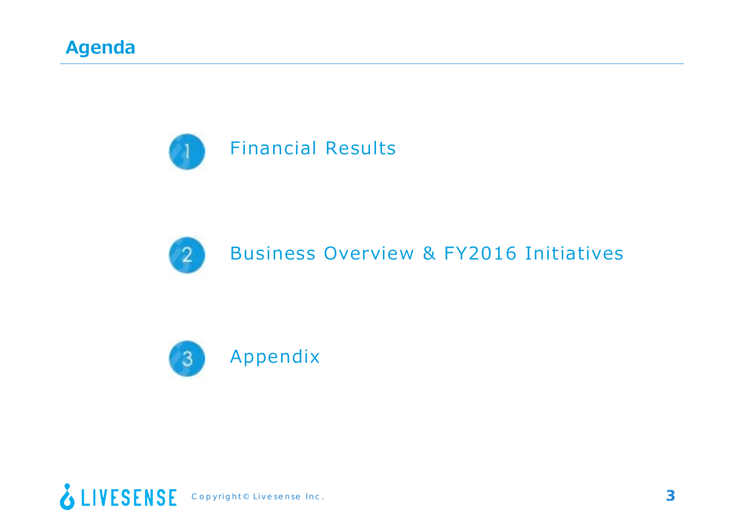# Agenda

1. Financial Results

2. Business Overview & FY2016 Initiatives

3. Appendix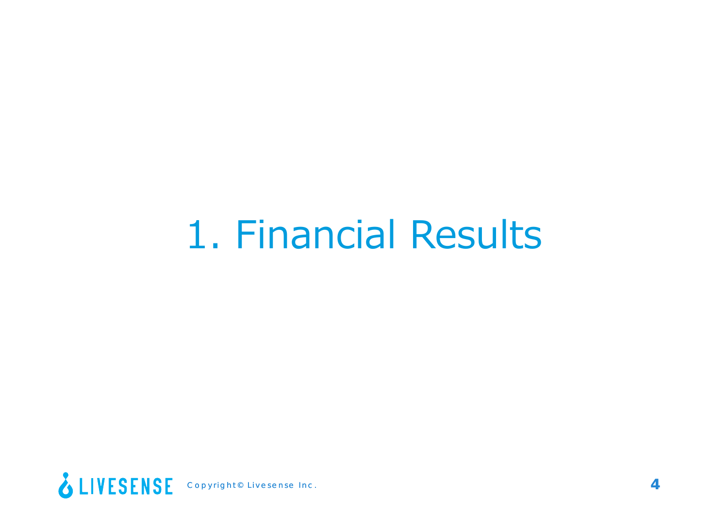# 1. Financial Results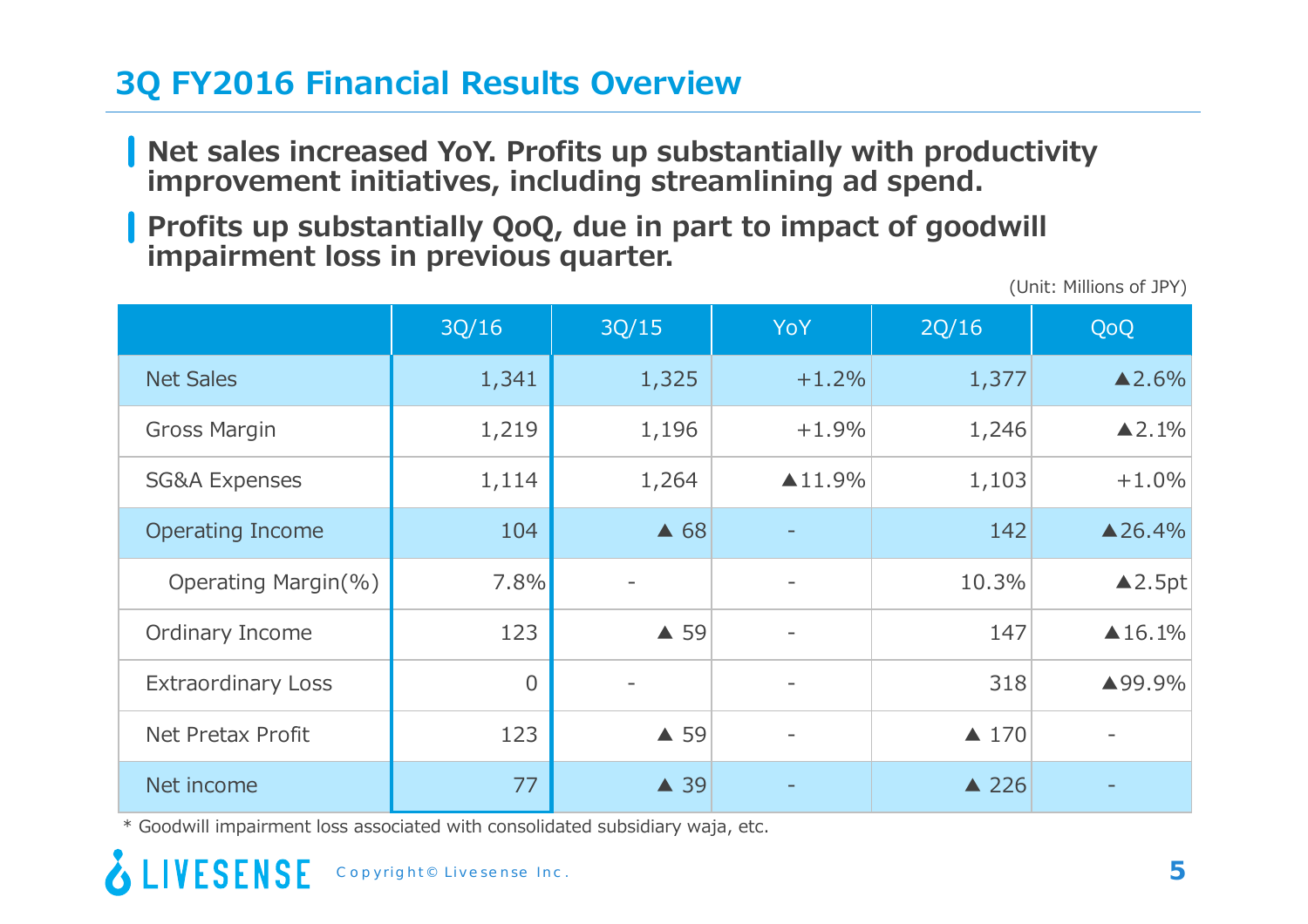# 3Q FY2016 Financial Results Overview

- **Net sales increased YoY. Profits up substantially with productivity improvement initiatives, including streamlining ad spend.**
- **Profits up substantially QoQ, due in part to impact of goodwill impairment loss in previous quarter.**

(Unit: Millions of JPY)

| | 3Q/16 | 3Q/15 | YoY | 2Q/16 | QoQ |
|---|---|---|---|---|---|
| Net Sales | 1,341 | 1,325 | +1.2% | 1,377 | ▲2.6% |
| Gross Margin | 1,219 | 1,196 | +1.9% | 1,246 | ▲2.1% |
| SG&A Expenses | 1,114 | 1,264 | ▲11.9% | 1,103 | +1.0% |
| Operating Income | 104 | ▲ 68 | - | 142 | ▲26.4% |
| Operating Margin(%) | 7.8% | - | - | 10.3% | ▲2.5pt |
| Ordinary Income | 123 | ▲ 59 | - | 147 | ▲16.1% |
| Extraordinary Loss | 0 | - | - | 318 | ▲99.9% |
| Net Pretax Profit | 123 | ▲ 59 | - | ▲ 170 | - |
| Net income | 77 | ▲ 39 | - | ▲ 226 | - |

\* Goodwill impairment loss associated with consolidated subsidiary waja, etc.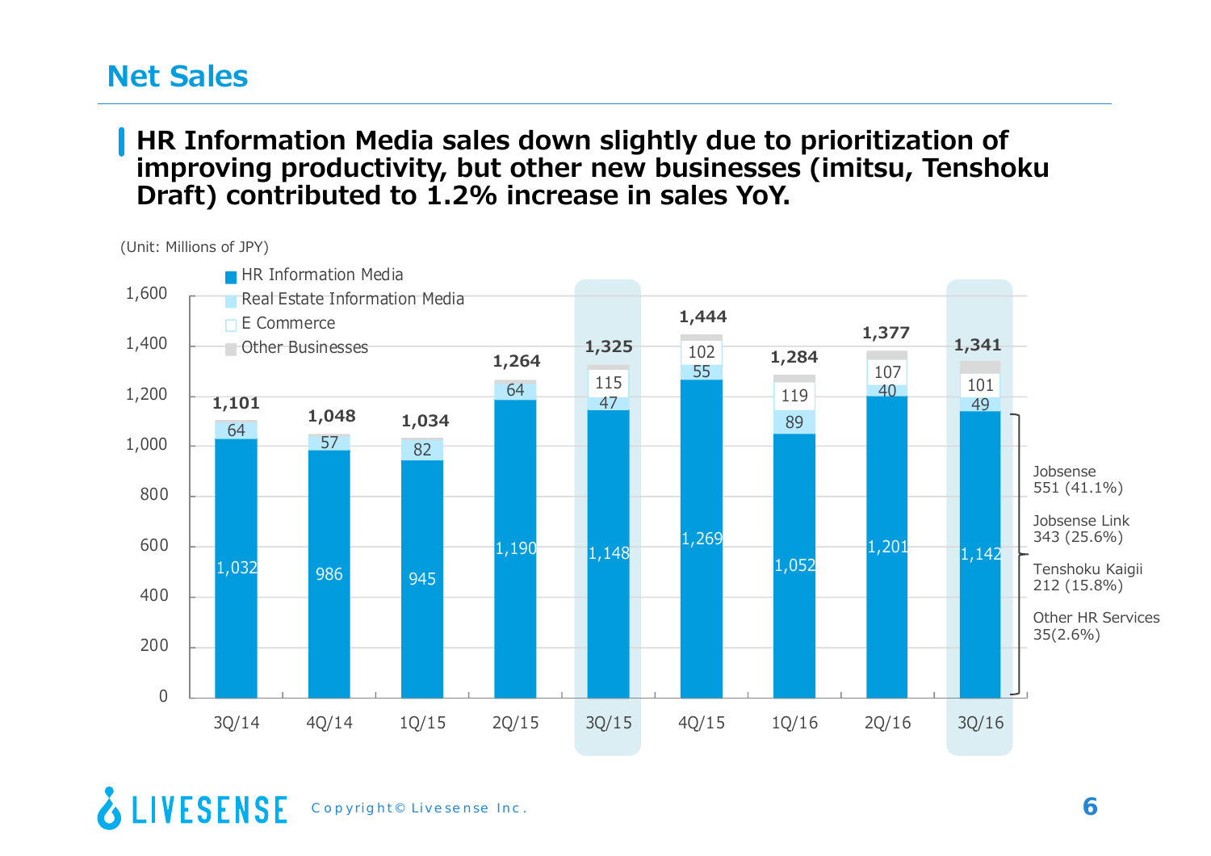# Net Sales

**HR Information Media sales down slightly due to prioritization of improving productivity, but other new businesses (imitsu, Tenshoku Draft) contributed to 1.2% increase in sales YoY.**

(Unit: Millions of JPY)

| | 3Q/14 | 4Q/14 | 1Q/15 | 2Q/15 | 3Q/15 | 4Q/15 | 1Q/16 | 2Q/16 | 3Q/16 |
|---|---|---|---|---|---|---|---|---|---|
| HR Information Media | 1,032 | 986 | 945 | 1,190 | 1,148 | 1,269 | 1,052 | 1,201 | 1,142 |
| Real Estate Information Media | 64 | 57 | 82 | 64 | 47 | 55 | 89 | 40 | 49 |
| E Commerce | | | | | 115 | 102 | 119 | 107 | 101 |
| Other Businesses | | | | | | | | | |
| Total | 1,101 | 1,048 | 1,034 | 1,264 | 1,325 | 1,444 | 1,284 | 1,377 | 1,341 |

3Q/16 HR Information Media breakdown:

- Jobsense 551 (41.1%)
- Jobsense Link 343 (25.6%)
- Tenshoku Kaigii 212 (15.8%)
- Other HR Services 35(2.6%)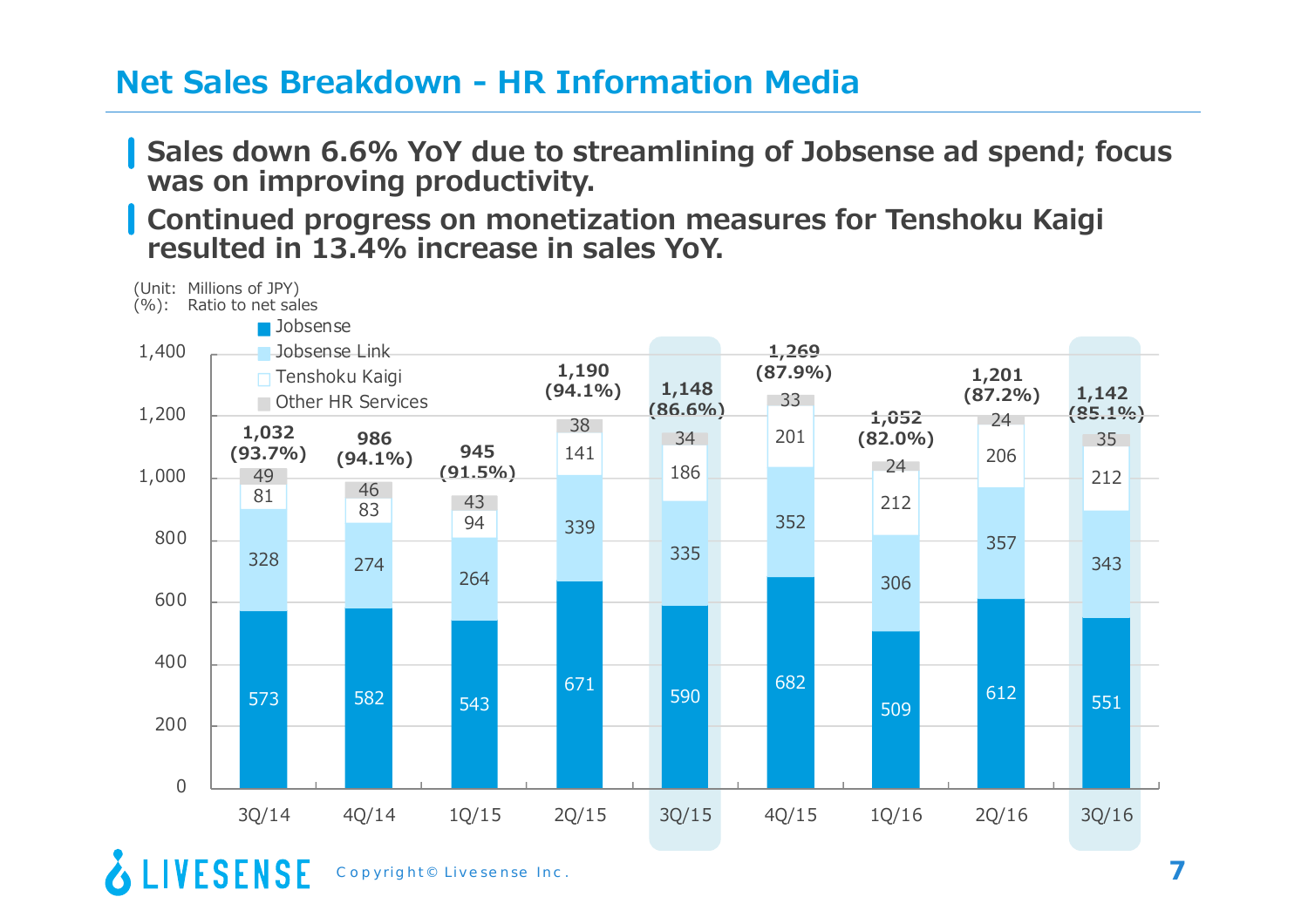# Net Sales Breakdown - HR Information Media

- **Sales down 6.6% YoY due to streamlining of Jobsense ad spend; focus was on improving productivity.**
- **Continued progress on monetization measures for Tenshoku Kaigi resulted in 13.4% increase in sales YoY.**

(Unit: Millions of JPY)
(%): Ratio to net sales

| | 3Q/14 | 4Q/14 | 1Q/15 | 2Q/15 | 3Q/15 | 4Q/15 | 1Q/16 | 2Q/16 | 3Q/16 |
|---|---|---|---|---|---|---|---|---|---|
| Jobsense | 573 | 582 | 543 | 671 | 590 | 682 | 509 | 612 | 551 |
| Jobsense Link | 328 | 274 | 264 | 339 | 335 | 352 | 306 | 357 | 343 |
| Tenshoku Kaigi | 81 | 83 | 94 | 141 | 186 | 201 | 212 | 206 | 212 |
| Other HR Services | 49 | 46 | 43 | 38 | 34 | 33 | 24 | 24 | 35 |
| Total | 1,032 | 986 | 945 | 1,190 | 1,148 | 1,269 | 1,052 | 1,201 | 1,142 |
| (%) | (93.7%) | (94.1%) | (91.5%) | (94.1%) | (86.6%) | (87.9%) | (82.0%) | (87.2%) | (85.1%) |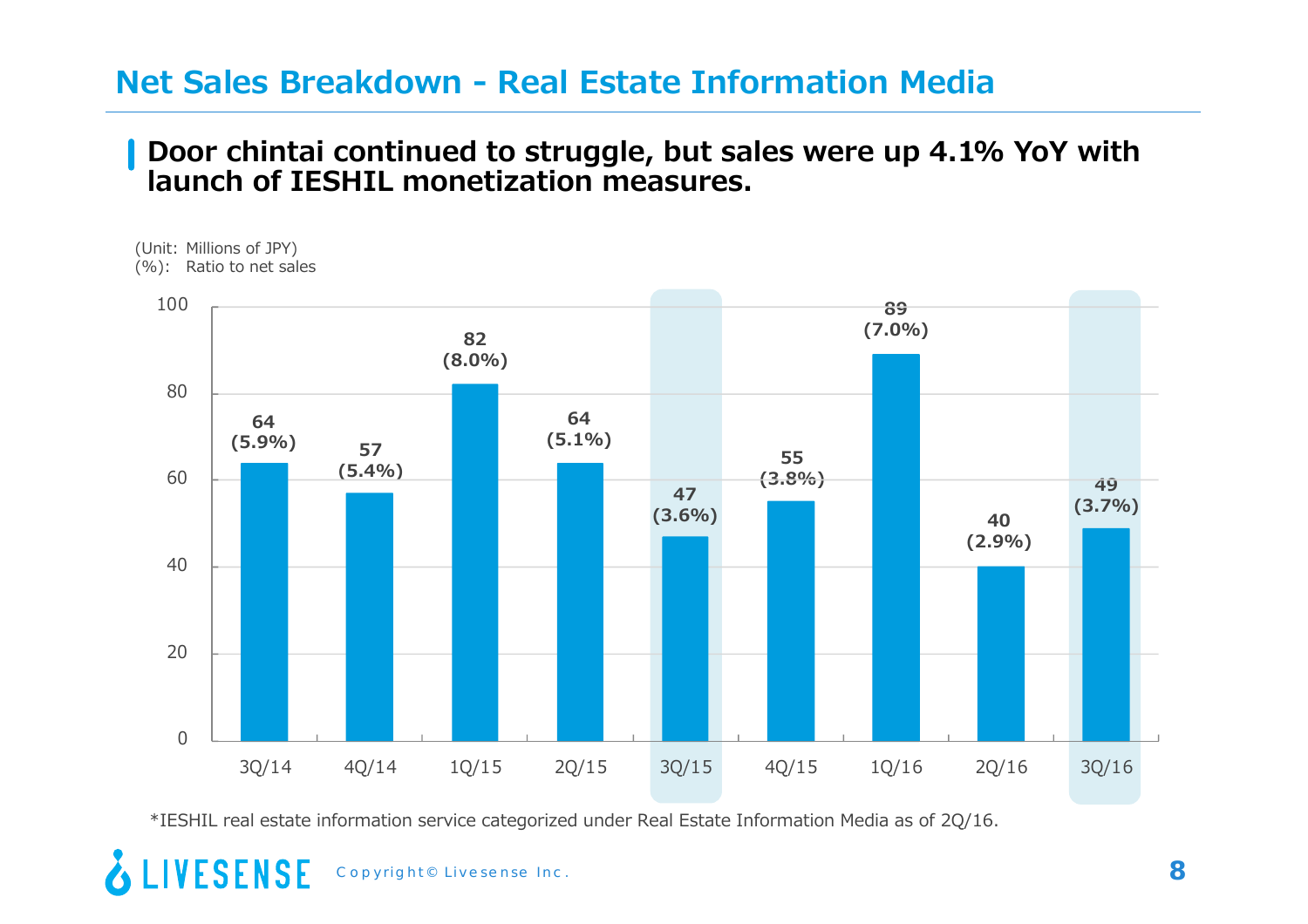# Net Sales Breakdown - Real Estate Information Media

## Door chintai continued to struggle, but sales were up 4.1% YoY with launch of IESHIL monetization measures.

(Unit: Millions of JPY)
(%): Ratio to net sales

| Quarter | Net Sales | Ratio to net sales |
|---|---|---|
| 3Q/14 | 64 | (5.9%) |
| 4Q/14 | 57 | (5.4%) |
| 1Q/15 | 82 | (8.0%) |
| 2Q/15 | 64 | (5.1%) |
| 3Q/15 | 47 | (3.6%) |
| 4Q/15 | 55 | (3.8%) |
| 1Q/16 | 89 | (7.0%) |
| 2Q/16 | 40 | (2.9%) |
| 3Q/16 | 49 | (3.7%) |

*IESHIL real estate information service categorized under Real Estate Information Media as of 2Q/16.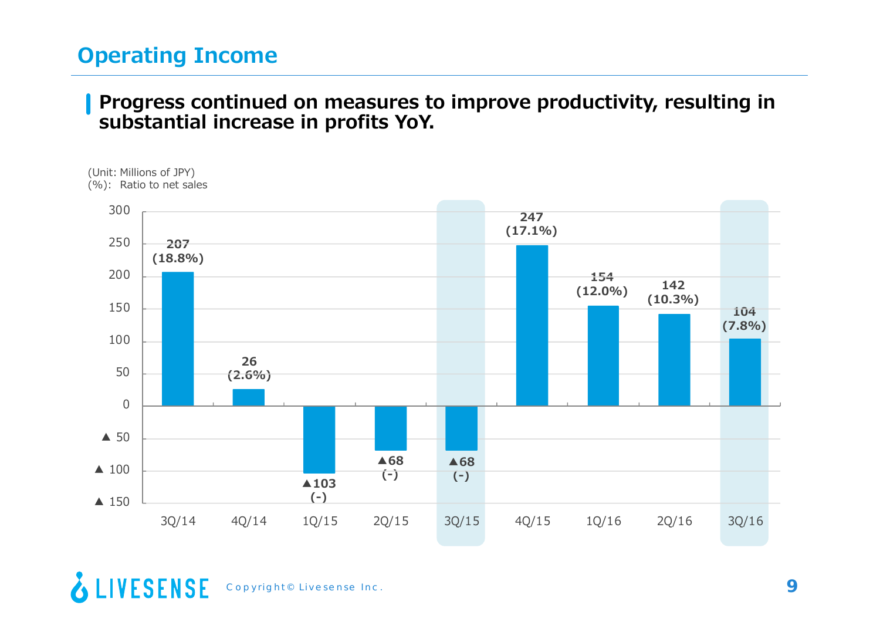# Operating Income

**Progress continued on measures to improve productivity, resulting in substantial increase in profits YoY.**

(Unit: Millions of JPY)
(%): Ratio to net sales

| Quarter | Operating Income | Ratio to net sales |
|---|---|---|
| 3Q/14 | 207 | (18.8%) |
| 4Q/14 | 26 | (2.6%) |
| 1Q/15 | ▲103 | (-) |
| 2Q/15 | ▲68 | (-) |
| 3Q/15 | ▲68 | (-) |
| 4Q/15 | 247 | (17.1%) |
| 1Q/16 | 154 | (12.0%) |
| 2Q/16 | 142 | (10.3%) |
| 3Q/16 | 104 | (7.8%) |

Copyright© Livesense Inc.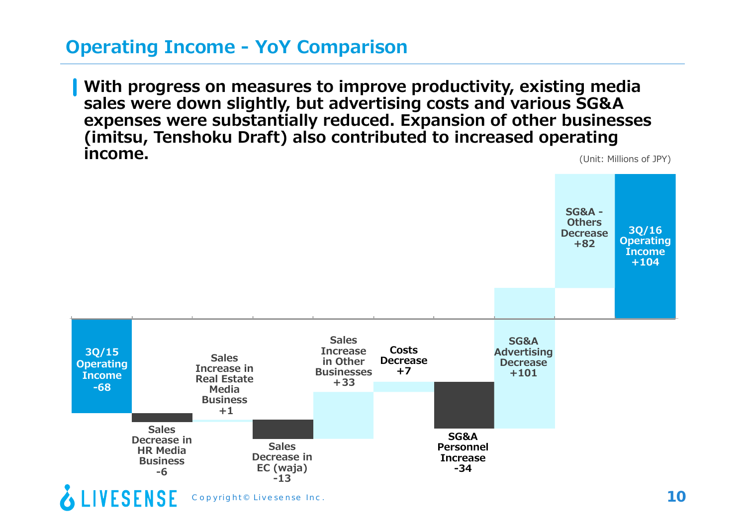# Operating Income - YoY Comparison

**With progress on measures to improve productivity, existing media sales were down slightly, but advertising costs and various SG&A expenses were substantially reduced. Expansion of other businesses (imitsu, Tenshoku Draft) also contributed to increased operating income.**

(Unit: Millions of JPY)

| Item | Amount |
| --- | --- |
| 3Q/15 Operating Income | -68 |
| Sales Decrease in HR Media Business | -6 |
| Sales Increase in Real Estate Media Business | +1 |
| Sales Decrease in EC (waja) | -13 |
| Sales Increase in Other Businesses | +33 |
| Costs Decrease | +7 |
| SG&A Personnel Increase | -34 |
| SG&A Advertising Decrease | +101 |
| SG&A - Others Decrease | +82 |
| 3Q/16 Operating Income | +104 |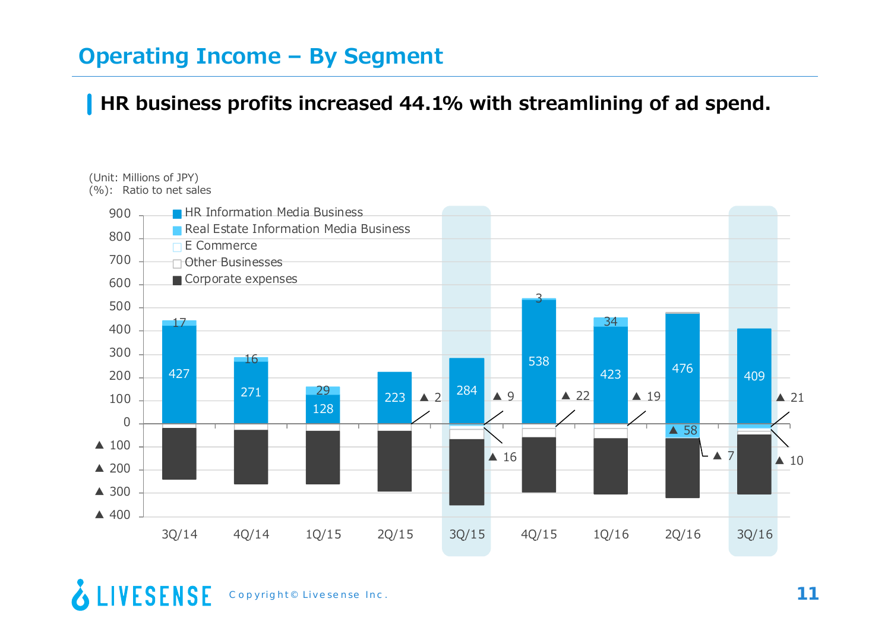# Operating Income – By Segment

## HR business profits increased 44.1% with streamlining of ad spend.

(Unit: Millions of JPY)
(%): Ratio to net sales

| | 3Q/14 | 4Q/14 | 1Q/15 | 2Q/15 | 3Q/15 | 4Q/15 | 1Q/16 | 2Q/16 | 3Q/16 |
|---|---|---|---|---|---|---|---|---|---|
| HR Information Media Business | 427 | 271 | 128 | 223 | 284 | 538 | 423 | 476 | 409 |
| Real Estate Information Media Business | 17 | 16 | 29 | | | 3 | 34 | ▲ 58 | |
| E Commerce | | | | ▲ 2 | ▲ 9 | ▲ 22 | ▲ 19 | ▲ 7 | ▲ 21 |
| Other Businesses | | | | | ▲ 16 | | | | ▲ 10 |
| Corporate expenses | | | | | | | | | |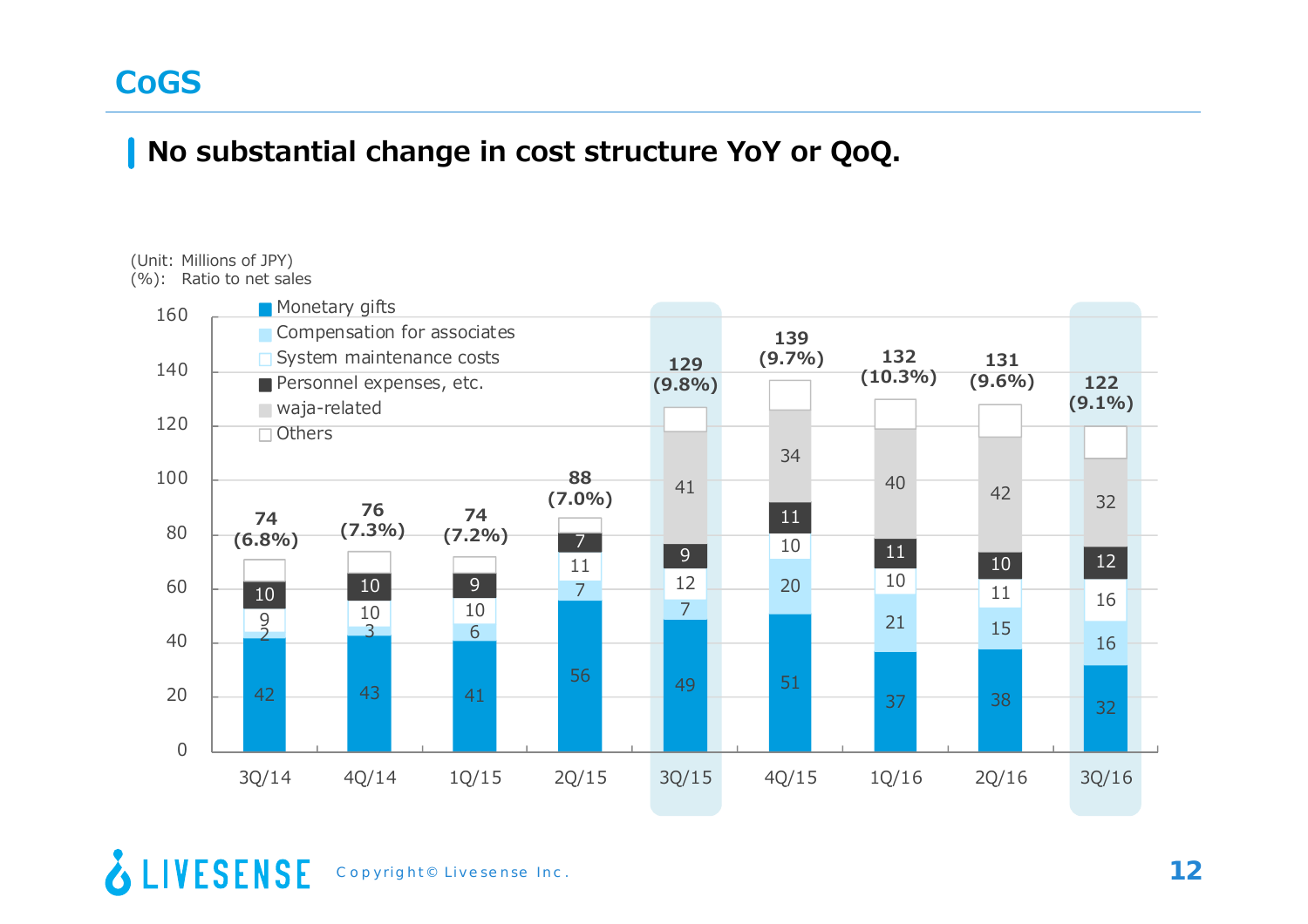# CoGS

## No substantial change in cost structure YoY or QoQ.

(Unit: Millions of JPY)
(%): Ratio to net sales

| | 3Q/14 | 4Q/14 | 1Q/15 | 2Q/15 | 3Q/15 | 4Q/15 | 1Q/16 | 2Q/16 | 3Q/16 |
|---|---|---|---|---|---|---|---|---|---|
| Monetary gifts | 42 | 43 | 41 | 56 | 49 | 51 | 37 | 38 | 32 |
| Compensation for associates | 2 | 3 | 6 | 7 | 7 | 20 | 21 | 15 | 16 |
| System maintenance costs | 9 | 10 | 10 | 11 | 12 | 10 | 10 | 11 | 16 |
| Personnel expenses, etc. | 10 | 10 | 9 | 7 | 9 | 11 | 11 | 10 | 12 |
| waja-related | | | | | 41 | 34 | 40 | 42 | 32 |
| Others | | | | | | | | | |
| Total | 74 (6.8%) | 76 (7.3%) | 74 (7.2%) | 88 (7.0%) | 129 (9.8%) | 139 (9.7%) | 132 (10.3%) | 131 (9.6%) | 122 (9.1%) |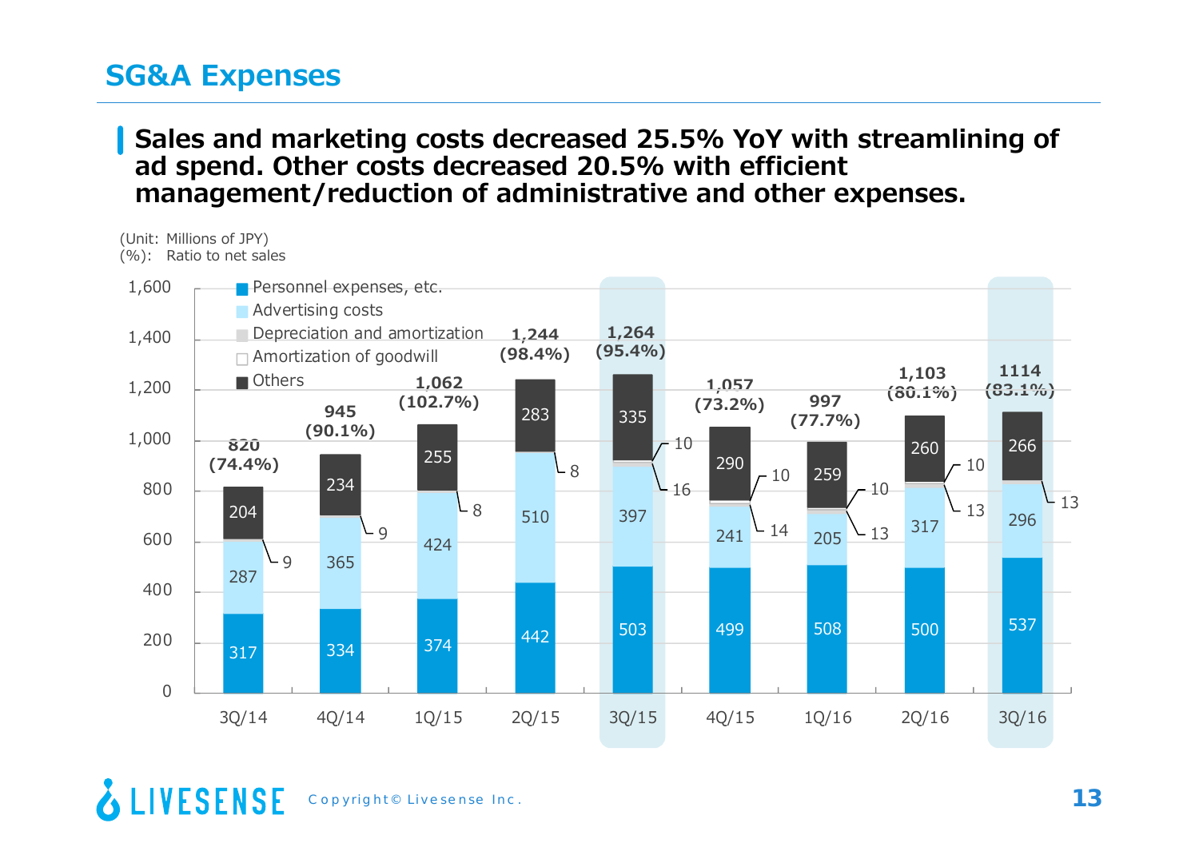## SG&A Expenses

**Sales and marketing costs decreased 25.5% YoY with streamlining of ad spend. Other costs decreased 20.5% with efficient management/reduction of administrative and other expenses.**

(Unit: Millions of JPY)
(%): Ratio to net sales

| | 3Q/14 | 4Q/14 | 1Q/15 | 2Q/15 | 3Q/15 | 4Q/15 | 1Q/16 | 2Q/16 | 3Q/16 |
|---|---|---|---|---|---|---|---|---|---|
| Personnel expenses, etc. | 317 | 334 | 374 | 442 | 503 | 499 | 508 | 500 | 537 |
| Advertising costs | 287 | 365 | 424 | 510 | 397 | 241 | 205 | 317 | 296 |
| Depreciation and amortization | 9 | 9 | 8 | 8 | 16 | 14 | 13 | 13 | 13 |
| Amortization of goodwill | | | | | 10 | 10 | 10 | 10 | |
| Others | 204 | 234 | 255 | 283 | 335 | 290 | 259 | 260 | 266 |
| Total | 820 | 945 | 1,062 | 1,244 | 1,264 | 1,057 | 997 | 1,103 | 1114 |
| (Ratio to net sales) | (74.4%) | (90.1%) | (102.7%) | (98.4%) | (95.4%) | (73.2%) | (77.7%) | (80.1%) | (83.1%) |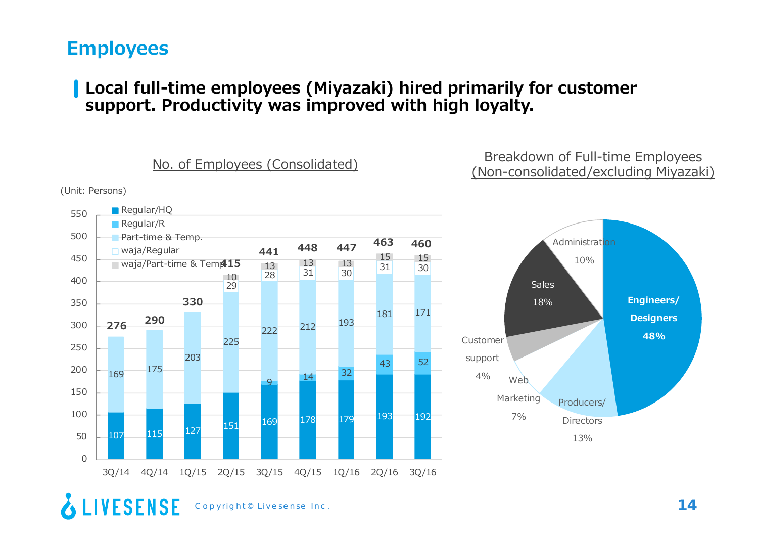# Employees

**Local full-time employees (Miyazaki) hired primarily for customer support. Productivity was improved with high loyalty.**

## No. of Employees (Consolidated)

(Unit: Persons)

| | 3Q/14 | 4Q/14 | 1Q/15 | 2Q/15 | 3Q/15 | 4Q/15 | 1Q/16 | 2Q/16 | 3Q/16 |
|---|---|---|---|---|---|---|---|---|---|
| Regular/HQ | 107 | 115 | 127 | 151 | 169 | 178 | 179 | 193 | 192 |
| Regular/R | | | | | 9 | 14 | 32 | 43 | 52 |
| Part-time & Temp. | 169 | 175 | 203 | 225 | 222 | 212 | 193 | 181 | 171 |
| waja/Regular | | | | 29 | 28 | 31 | 30 | 31 | 30 |
| waja/Part-time & Temp. | | | | 10 | 13 | 13 | 13 | 15 | 15 |
| Total | 276 | 290 | 330 | 415 | 441 | 448 | 447 | 463 | 460 |

## Breakdown of Full-time Employees (Non-consolidated/excluding Miyazaki)

| Category | Share |
|---|---|
| Engineers/Designers | 48% |
| Producers/Directors | 13% |
| Web Marketing | 7% |
| Customer support | 4% |
| Sales | 18% |
| Administration | 10% |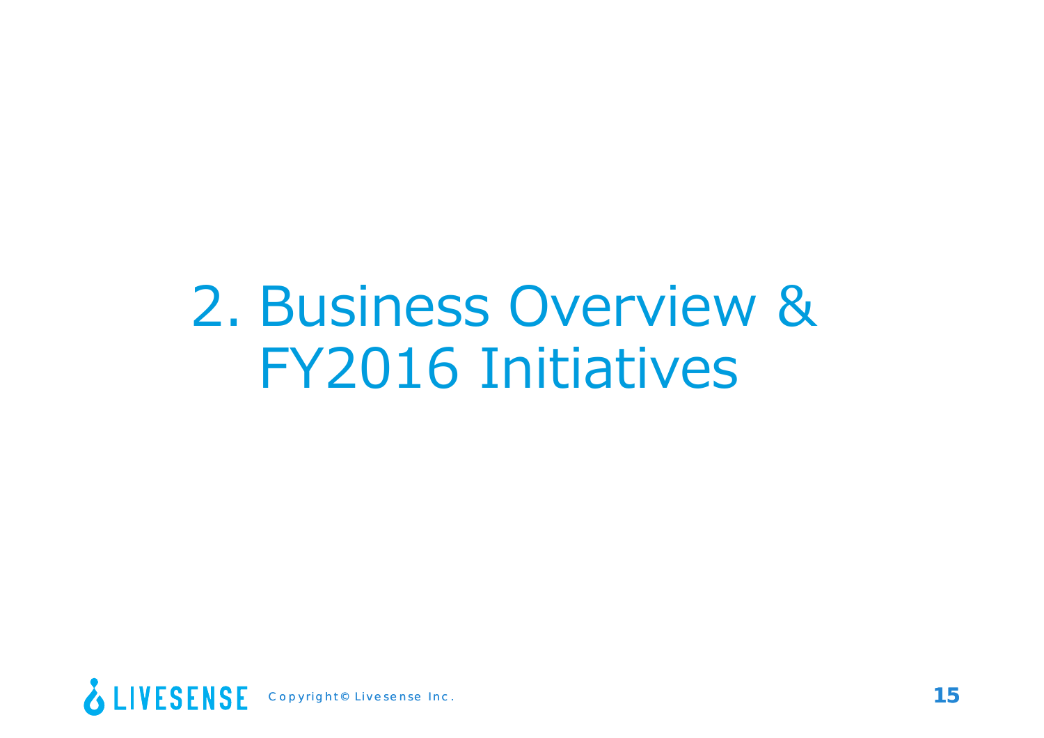# 2. Business Overview & FY2016 Initiatives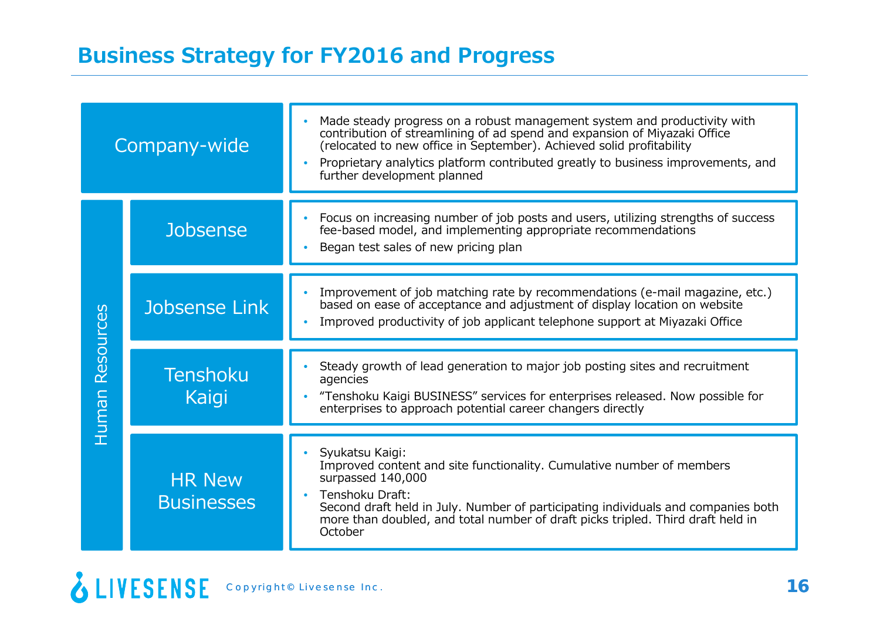# Business Strategy for FY2016 and Progress

| | | |
|---|---|---|
| Company-wide | | • Made steady progress on a robust management system and productivity with contribution of streamlining of ad spend and expansion of Miyazaki Office (relocated to new office in September). Achieved solid profitability<br>• Proprietary analytics platform contributed greatly to business improvements, and further development planned |
| Human Resources | Jobsense | • Focus on increasing number of job posts and users, utilizing strengths of success fee-based model, and implementing appropriate recommendations<br>• Began test sales of new pricing plan |
| | Jobsense Link | • Improvement of job matching rate by recommendations (e-mail magazine, etc.) based on ease of acceptance and adjustment of display location on website<br>• Improved productivity of job applicant telephone support at Miyazaki Office |
| | Tenshoku Kaigi | • Steady growth of lead generation to major job posting sites and recruitment agencies<br>• "Tenshoku Kaigi BUSINESS" services for enterprises released. Now possible for enterprises to approach potential career changers directly |
| | HR New Businesses | • Syukatsu Kaigi:<br>Improved content and site functionality. Cumulative number of members surpassed 140,000<br>• Tenshoku Draft:<br>Second draft held in July. Number of participating individuals and companies both more than doubled, and total number of draft picks tripled. Third draft held in October |

LIVESENSE Copyright© Livesense Inc.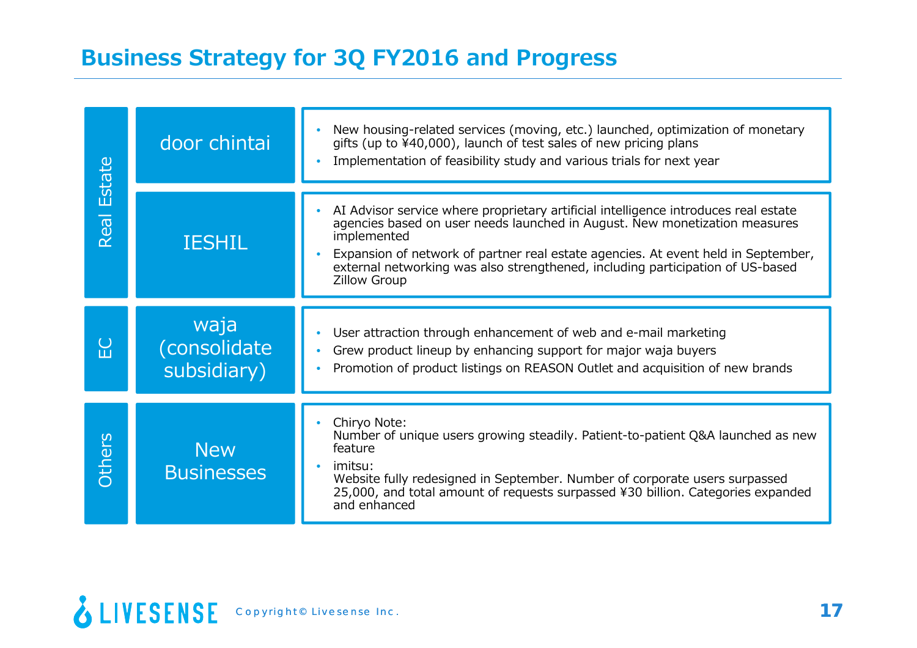# Business Strategy for 3Q FY2016 and Progress

| Segment | Business | Progress |
|---|---|---|
| Real Estate | door chintai | • New housing-related services (moving, etc.) launched, optimization of monetary gifts (up to ¥40,000), launch of test sales of new pricing plans<br>• Implementation of feasibility study and various trials for next year |
| Real Estate | IESHIL | • AI Advisor service where proprietary artificial intelligence introduces real estate agencies based on user needs launched in August. New monetization measures implemented<br>• Expansion of network of partner real estate agencies. At event held in September, external networking was also strengthened, including participation of US-based Zillow Group |
| EC | waja (consolidate subsidiary) | • User attraction through enhancement of web and e-mail marketing<br>• Grew product lineup by enhancing support for major waja buyers<br>• Promotion of product listings on REASON Outlet and acquisition of new brands |
| Others | New Businesses | • Chiryo Note:<br>Number of unique users growing steadily. Patient-to-patient Q&A launched as new feature<br>• imitsu:<br>Website fully redesigned in September. Number of corporate users surpassed 25,000, and total amount of requests surpassed ¥30 billion. Categories expanded and enhanced |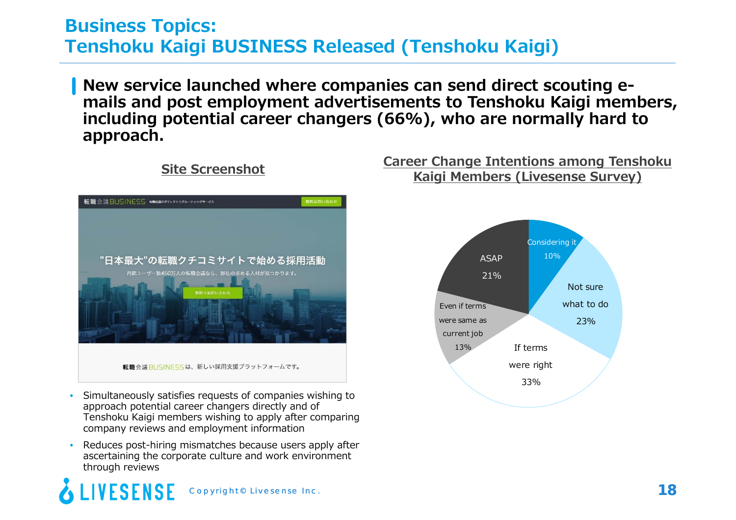# Business Topics: Tenshoku Kaigi BUSINESS Released (Tenshoku Kaigi)

**New service launched where companies can send direct scouting e-mails and post employment advertisements to Tenshoku Kaigi members, including potential career changers (66%), who are normally hard to approach.**

## Site Screenshot

転職会議BUSINESS 転職会議のダイレクトリクルーティングサービス

"日本最大"の転職クチコミサイトで始める採用活動

月間ユーザー数450万人の転職会議なら、御社の求める人材が見つかります。

転職会議BUSINESSは、新しい採用支援プラットフォームです。

- Simultaneously satisfies requests of companies wishing to approach potential career changers directly and of Tenshoku Kaigi members wishing to apply after comparing company reviews and employment information
- Reduces post-hiring mismatches because users apply after ascertaining the corporate culture and work environment through reviews

## Career Change Intentions among Tenshoku Kaigi Members (Livesense Survey)

| Intention | Share |
|---|---|
| Considering it | 10% |
| Not sure what to do | 23% |
| If terms were right | 33% |
| Even if terms were same as current job | 13% |
| ASAP | 21% |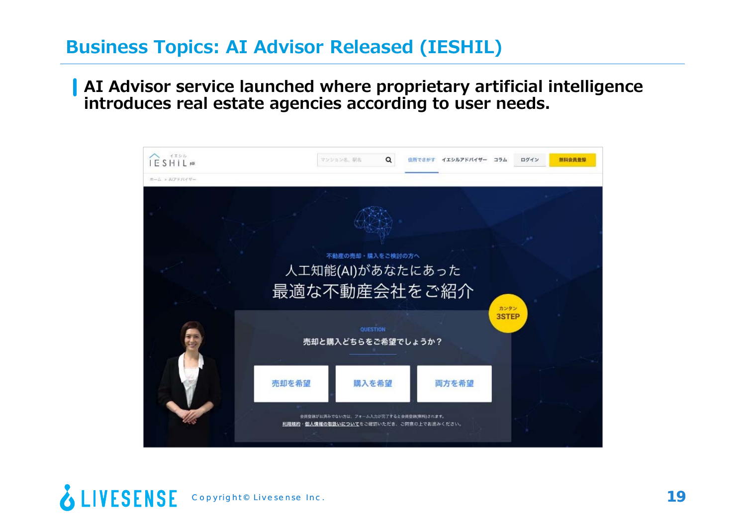# Business Topics: AI Advisor Released (IESHIL)

**AI Advisor service launched where proprietary artificial intelligence introduces real estate agencies according to user needs.**

イエシル
IESHIL β版

マンション名、駅名

住所でさがす　イエシルアドバイザー　コラム　ログイン　無料会員登録

ホーム ＞ AIアドバイザー

不動産の売却・購入をご検討の方へ

人工知能(AI)があなたにあった
最適な不動産会社をご紹介

カンタン
3STEP

QUESTION

売却と購入どちらをご希望でしょうか？

売却を希望　購入を希望　両方を希望

会員登録がお済みでない方は、フォーム入力が完了すると会員登録(無料)されます。
利用規約・個人情報の取扱いについてをご確認いただき、ご同意の上でお進みください。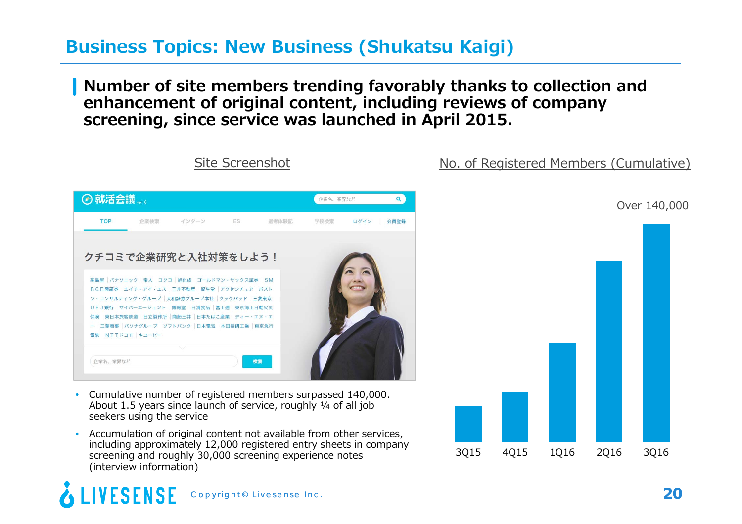# Business Topics: New Business (Shukatsu Kaigi)

**Number of site members trending favorably thanks to collection and enhancement of original content, including reviews of company screening, since service was launched in April 2015.**

Site Screenshot

No. of Registered Members (Cumulative)

Over 140,000

3Q15 4Q15 1Q16 2Q16 3Q16

- Cumulative number of registered members surpassed 140,000. About 1.5 years since launch of service, roughly ¼ of all job seekers using the service
- Accumulation of original content not available from other services, including approximately 12,000 registered entry sheets in company screening and roughly 30,000 screening experience notes (interview information)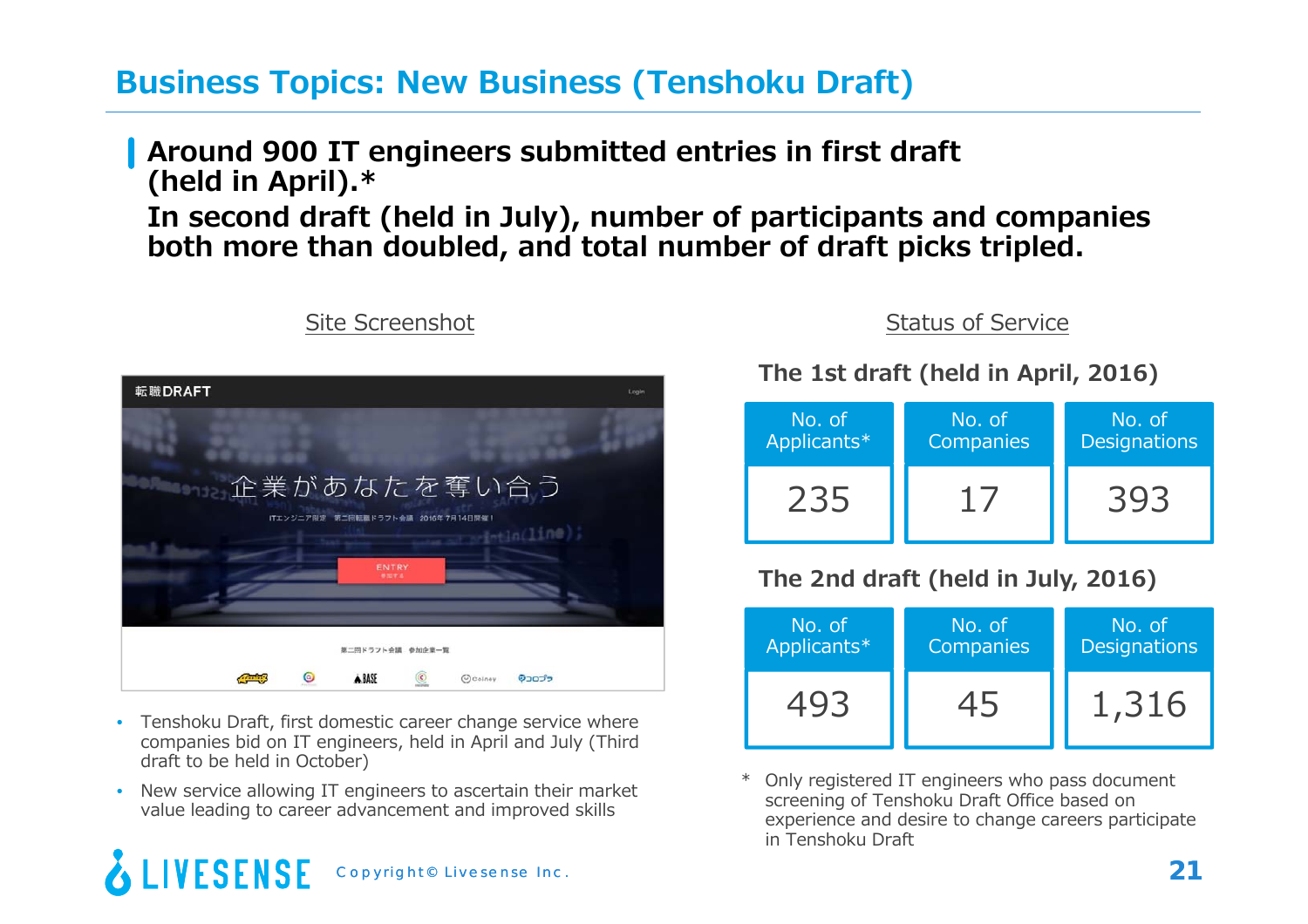# Business Topics: New Business (Tenshoku Draft)

**Around 900 IT engineers submitted entries in first draft (held in April).\***
**In second draft (held in July), number of participants and companies both more than doubled, and total number of draft picks tripled.**

## Site Screenshot

- Tenshoku Draft, first domestic career change service where companies bid on IT engineers, held in April and July (Third draft to be held in October)
- New service allowing IT engineers to ascertain their market value leading to career advancement and improved skills

## Status of Service

**The 1st draft (held in April, 2016)**

| No. of Applicants* | No. of Companies | No. of Designations |
|---|---|---|
| 235 | 17 | 393 |

**The 2nd draft (held in July, 2016)**

| No. of Applicants* | No. of Companies | No. of Designations |
|---|---|---|
| 493 | 45 | 1,316 |

\* Only registered IT engineers who pass document screening of Tenshoku Draft Office based on experience and desire to change careers participate in Tenshoku Draft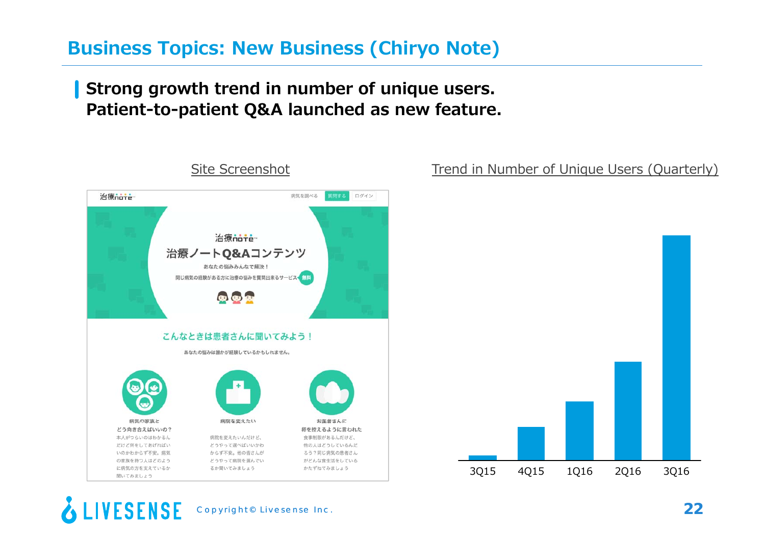# Business Topics: New Business (Chiryo Note)

**Strong growth trend in number of unique users.**
**Patient-to-patient Q&A launched as new feature.**

Site Screenshot

Trend in Number of Unique Users (Quarterly)

3Q15 4Q15 1Q16 2Q16 3Q16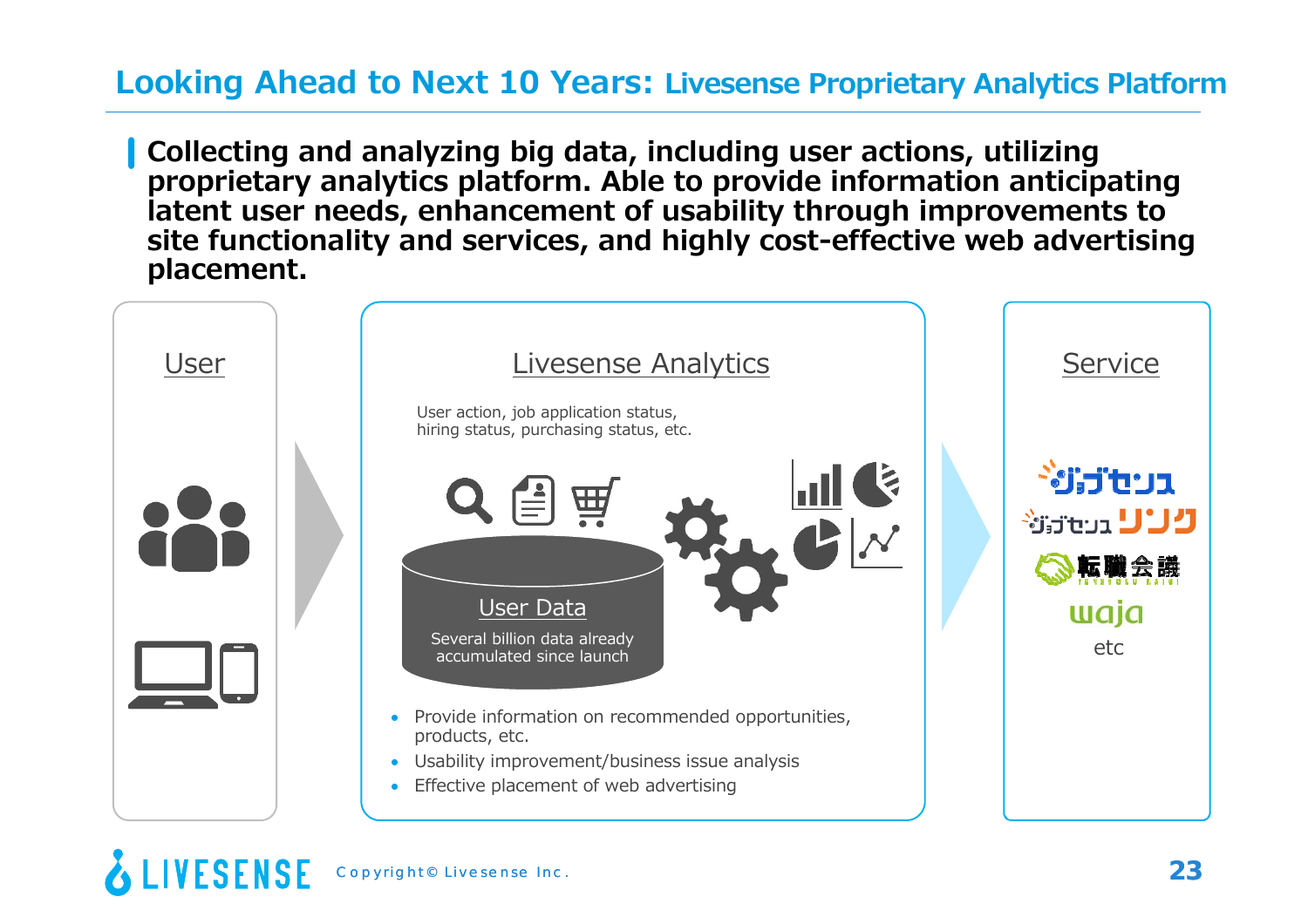# Looking Ahead to Next 10 Years: Livesense Proprietary Analytics Platform

**Collecting and analyzing big data, including user actions, utilizing proprietary analytics platform. Able to provide information anticipating latent user needs, enhancement of usability through improvements to site functionality and services, and highly cost-effective web advertising placement.**

## User

## Livesense Analytics

User action, job application status, hiring status, purchasing status, etc.

**User Data**

Several billion data already accumulated since launch

- Provide information on recommended opportunities, products, etc.
- Usability improvement/business issue analysis
- Effective placement of web advertising

## Service

ジョブセンス

ジョブセンス リンク

転職会議

waja

etc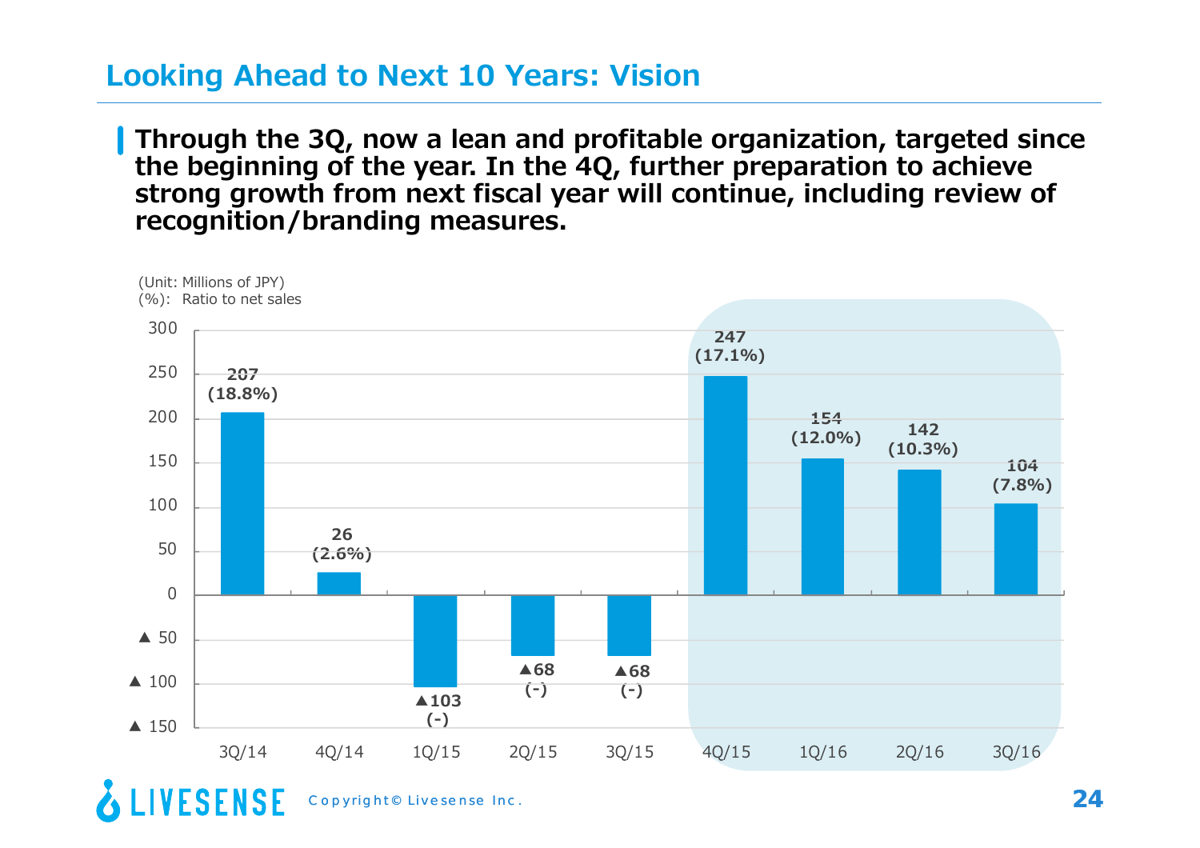## Looking Ahead to Next 10 Years: Vision

**Through the 3Q, now a lean and profitable organization, targeted since the beginning of the year. In the 4Q, further preparation to achieve strong growth from next fiscal year will continue, including review of recognition/branding measures.**

(Unit: Millions of JPY)
(%): Ratio to net sales

| | 3Q/14 | 4Q/14 | 1Q/15 | 2Q/15 | 3Q/15 | 4Q/15 | 1Q/16 | 2Q/16 | 3Q/16 |
|---|---|---|---|---|---|---|---|---|---|
| Value | 207 | 26 | ▲103 | ▲68 | ▲68 | 247 | 154 | 142 | 104 |
| Ratio to net sales | (18.8%) | (2.6%) | (-) | (-) | (-) | (17.1%) | (12.0%) | (10.3%) | (7.8%) |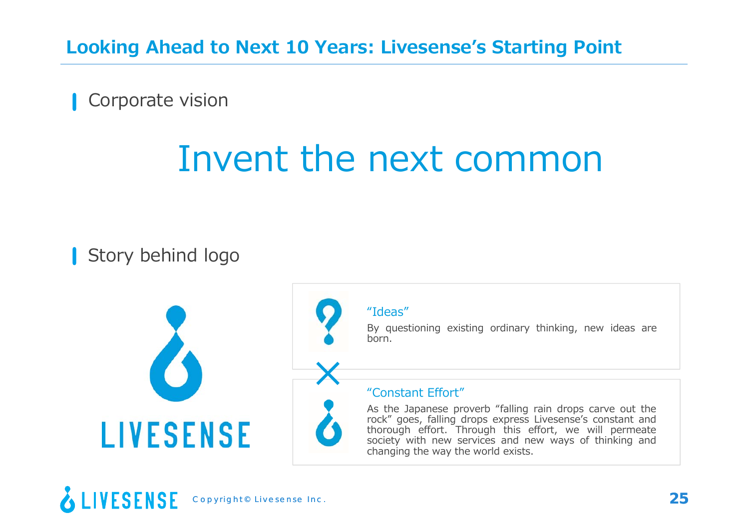# Looking Ahead to Next 10 Years: Livesense's Starting Point

## Corporate vision

Invent the next common

## Story behind logo

LIVESENSE

"Ideas"

By questioning existing ordinary thinking, new ideas are born.

×

"Constant Effort"

As the Japanese proverb "falling rain drops carve out the rock" goes, falling drops express Livesense's constant and thorough effort. Through this effort, we will permeate society with new services and new ways of thinking and changing the way the world exists.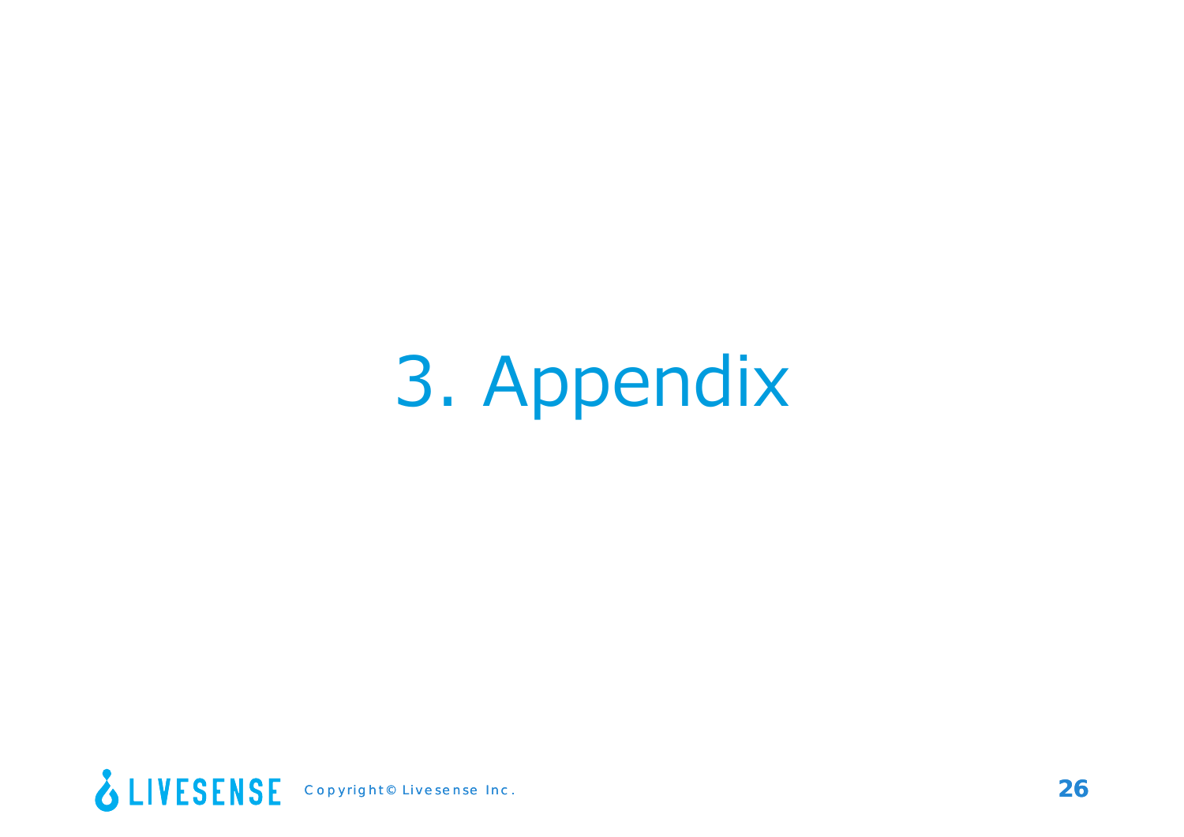# 3. Appendix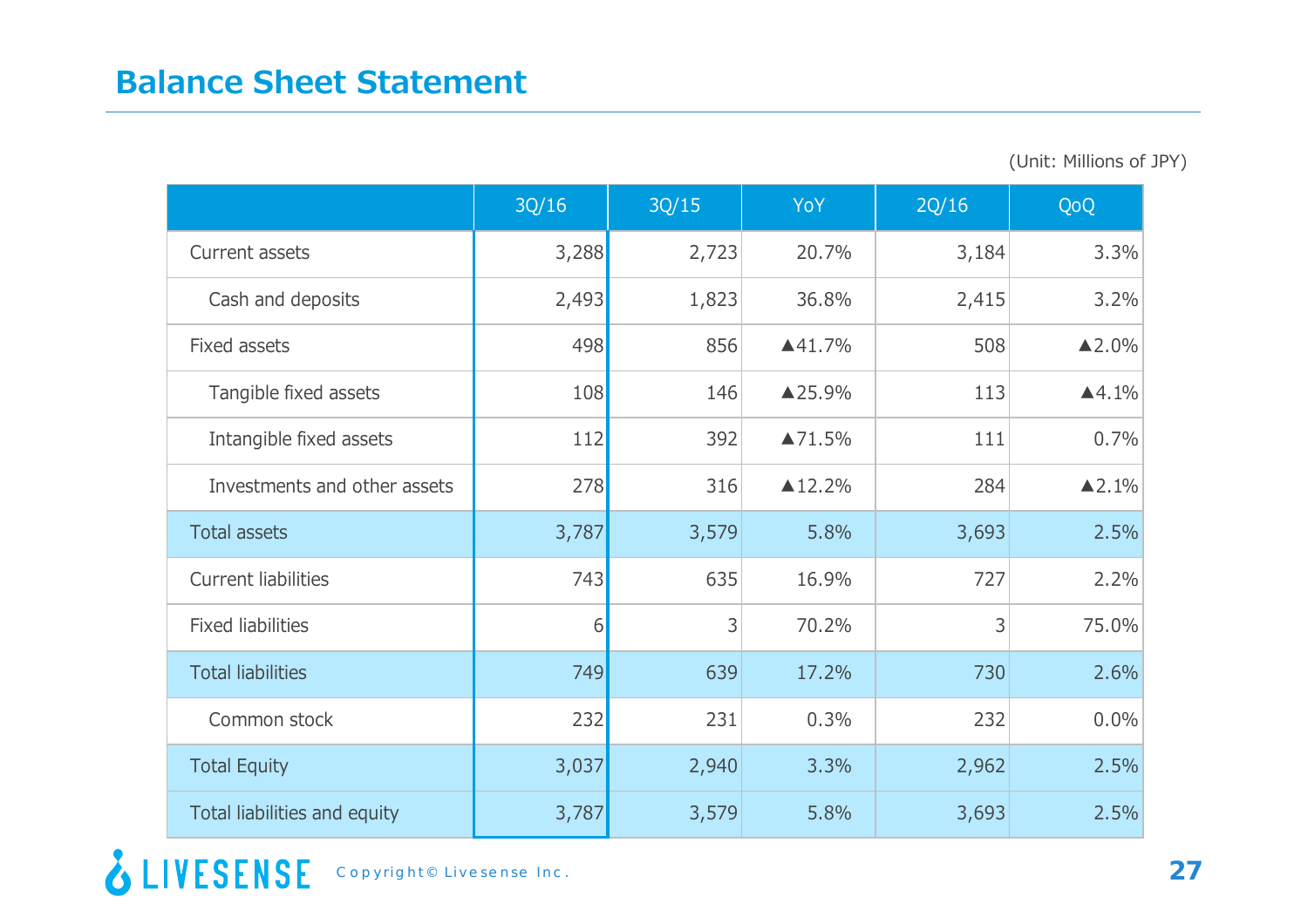## Balance Sheet Statement

(Unit: Millions of JPY)

| | 3Q/16 | 3Q/15 | YoY | 2Q/16 | QoQ |
|---|---|---|---|---|---|
| Current assets | 3,288 | 2,723 | 20.7% | 3,184 | 3.3% |
| Cash and deposits | 2,493 | 1,823 | 36.8% | 2,415 | 3.2% |
| Fixed assets | 498 | 856 | ▲41.7% | 508 | ▲2.0% |
| Tangible fixed assets | 108 | 146 | ▲25.9% | 113 | ▲4.1% |
| Intangible fixed assets | 112 | 392 | ▲71.5% | 111 | 0.7% |
| Investments and other assets | 278 | 316 | ▲12.2% | 284 | ▲2.1% |
| Total assets | 3,787 | 3,579 | 5.8% | 3,693 | 2.5% |
| Current liabilities | 743 | 635 | 16.9% | 727 | 2.2% |
| Fixed liabilities | 6 | 3 | 70.2% | 3 | 75.0% |
| Total liabilities | 749 | 639 | 17.2% | 730 | 2.6% |
| Common stock | 232 | 231 | 0.3% | 232 | 0.0% |
| Total Equity | 3,037 | 2,940 | 3.3% | 2,962 | 2.5% |
| Total liabilities and equity | 3,787 | 3,579 | 5.8% | 3,693 | 2.5% |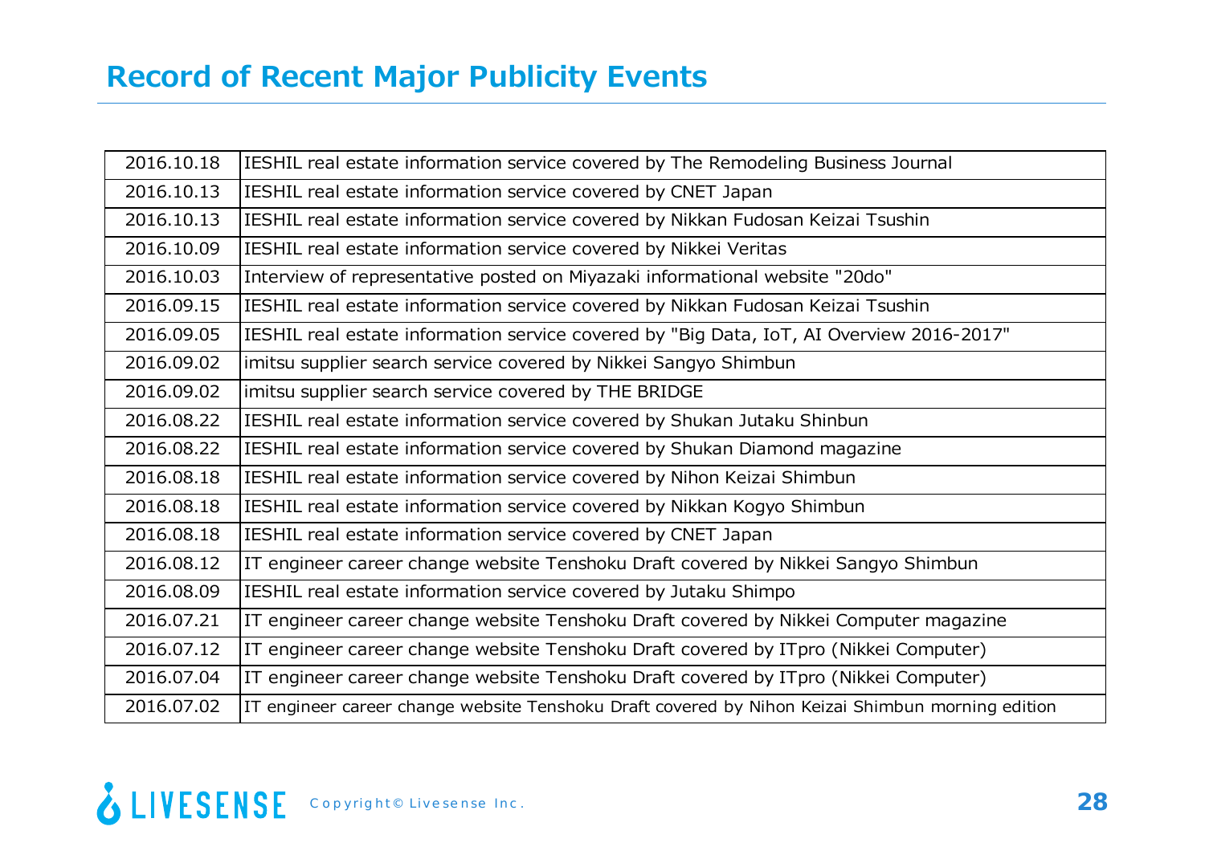## Record of Recent Major Publicity Events

| | |
|---|---|
| 2016.10.18 | IESHIL real estate information service covered by The Remodeling Business Journal |
| 2016.10.13 | IESHIL real estate information service covered by CNET Japan |
| 2016.10.13 | IESHIL real estate information service covered by Nikkan Fudosan Keizai Tsushin |
| 2016.10.09 | IESHIL real estate information service covered by Nikkei Veritas |
| 2016.10.03 | Interview of representative posted on Miyazaki informational website "20do" |
| 2016.09.15 | IESHIL real estate information service covered by Nikkan Fudosan Keizai Tsushin |
| 2016.09.05 | IESHIL real estate information service covered by "Big Data, IoT, AI Overview 2016-2017" |
| 2016.09.02 | imitsu supplier search service covered by Nikkei Sangyo Shimbun |
| 2016.09.02 | imitsu supplier search service covered by THE BRIDGE |
| 2016.08.22 | IESHIL real estate information service covered by Shukan Jutaku Shinbun |
| 2016.08.22 | IESHIL real estate information service covered by Shukan Diamond magazine |
| 2016.08.18 | IESHIL real estate information service covered by Nihon Keizai Shimbun |
| 2016.08.18 | IESHIL real estate information service covered by Nikkan Kogyo Shimbun |
| 2016.08.18 | IESHIL real estate information service covered by CNET Japan |
| 2016.08.12 | IT engineer career change website Tenshoku Draft covered by Nikkei Sangyo Shimbun |
| 2016.08.09 | IESHIL real estate information service covered by Jutaku Shimpo |
| 2016.07.21 | IT engineer career change website Tenshoku Draft covered by Nikkei Computer magazine |
| 2016.07.12 | IT engineer career change website Tenshoku Draft covered by ITpro (Nikkei Computer) |
| 2016.07.04 | IT engineer career change website Tenshoku Draft covered by ITpro (Nikkei Computer) |
| 2016.07.02 | IT engineer career change website Tenshoku Draft covered by Nihon Keizai Shimbun morning edition |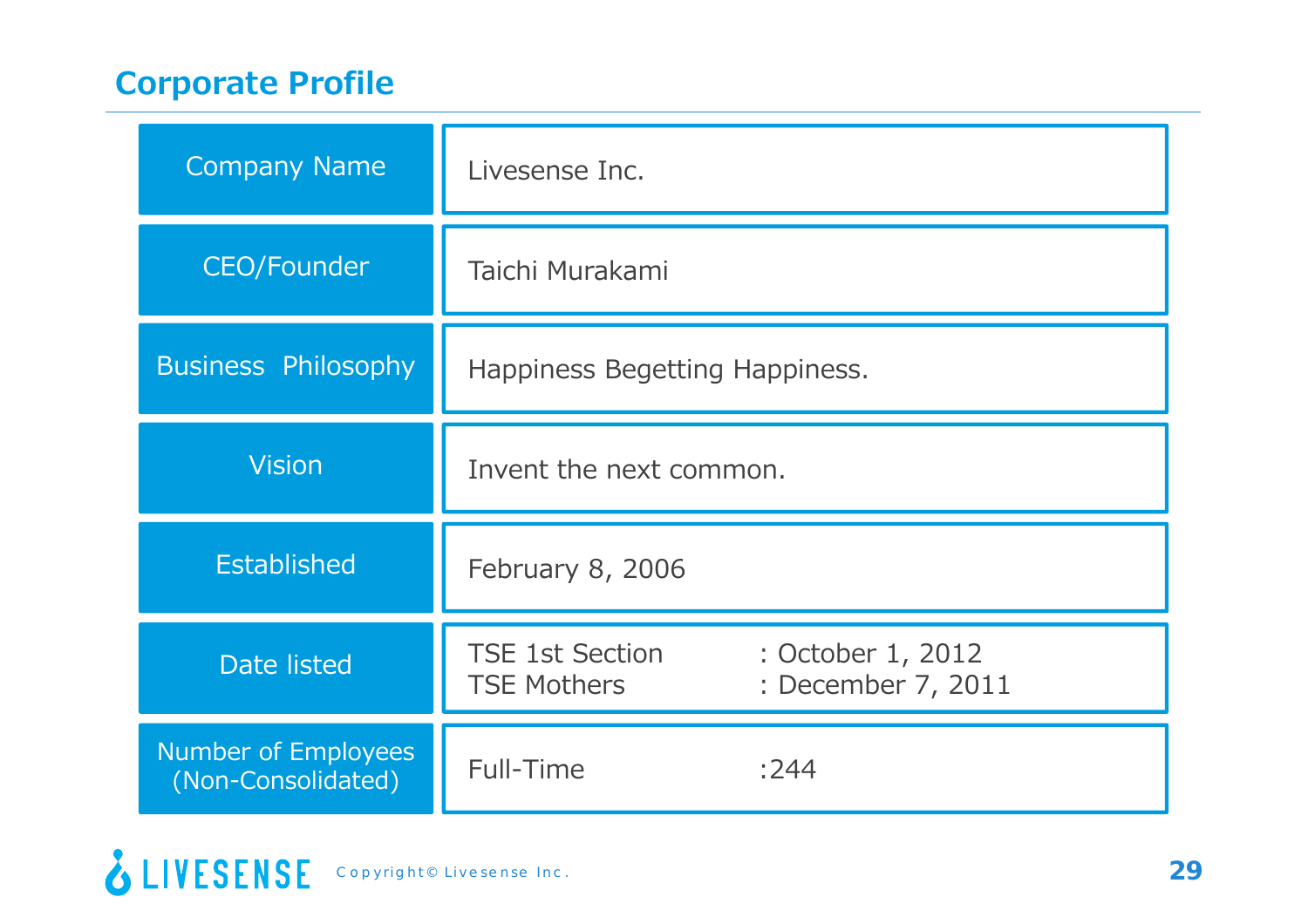## Corporate Profile

| | |
|---|---|
| Company Name | Livesense Inc. |
| CEO/Founder | Taichi Murakami |
| Business Philosophy | Happiness Begetting Happiness. |
| Vision | Invent the next common. |
| Established | February 8, 2006 |
| Date listed | TSE 1st Section : October 1, 2012<br>TSE Mothers : December 7, 2011 |
| Number of Employees (Non-Consolidated) | Full-Time :244 |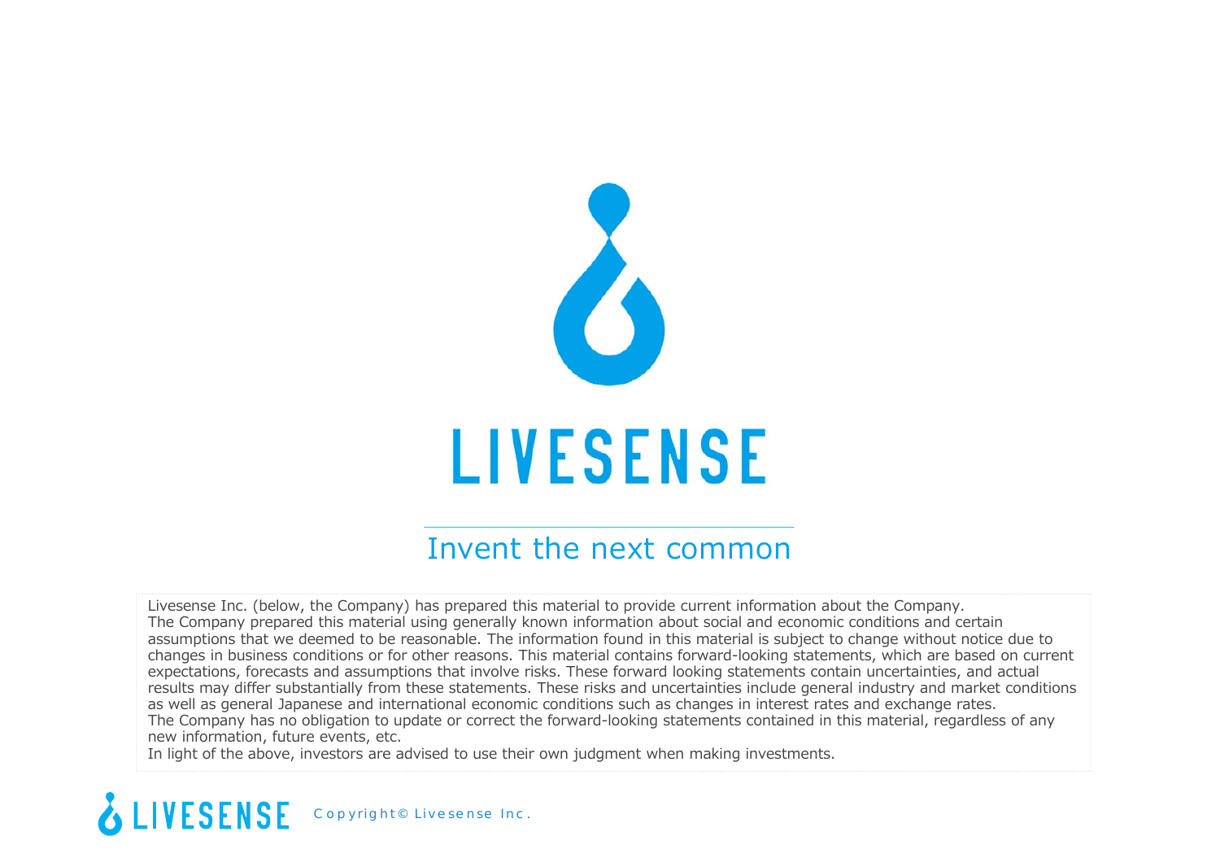# LIVESENSE

Invent the next common

Livesense Inc. (below, the Company) has prepared this material to provide current information about the Company.
The Company prepared this material using generally known information about social and economic conditions and certain assumptions that we deemed to be reasonable. The information found in this material is subject to change without notice due to changes in business conditions or for other reasons. This material contains forward-looking statements, which are based on current expectations, forecasts and assumptions that involve risks. These forward looking statements contain uncertainties, and actual results may differ substantially from these statements. These risks and uncertainties include general industry and market conditions as well as general Japanese and international economic conditions such as changes in interest rates and exchange rates.
The Company has no obligation to update or correct the forward-looking statements contained in this material, regardless of any new information, future events, etc.
In light of the above, investors are advised to use their own judgment when making investments.